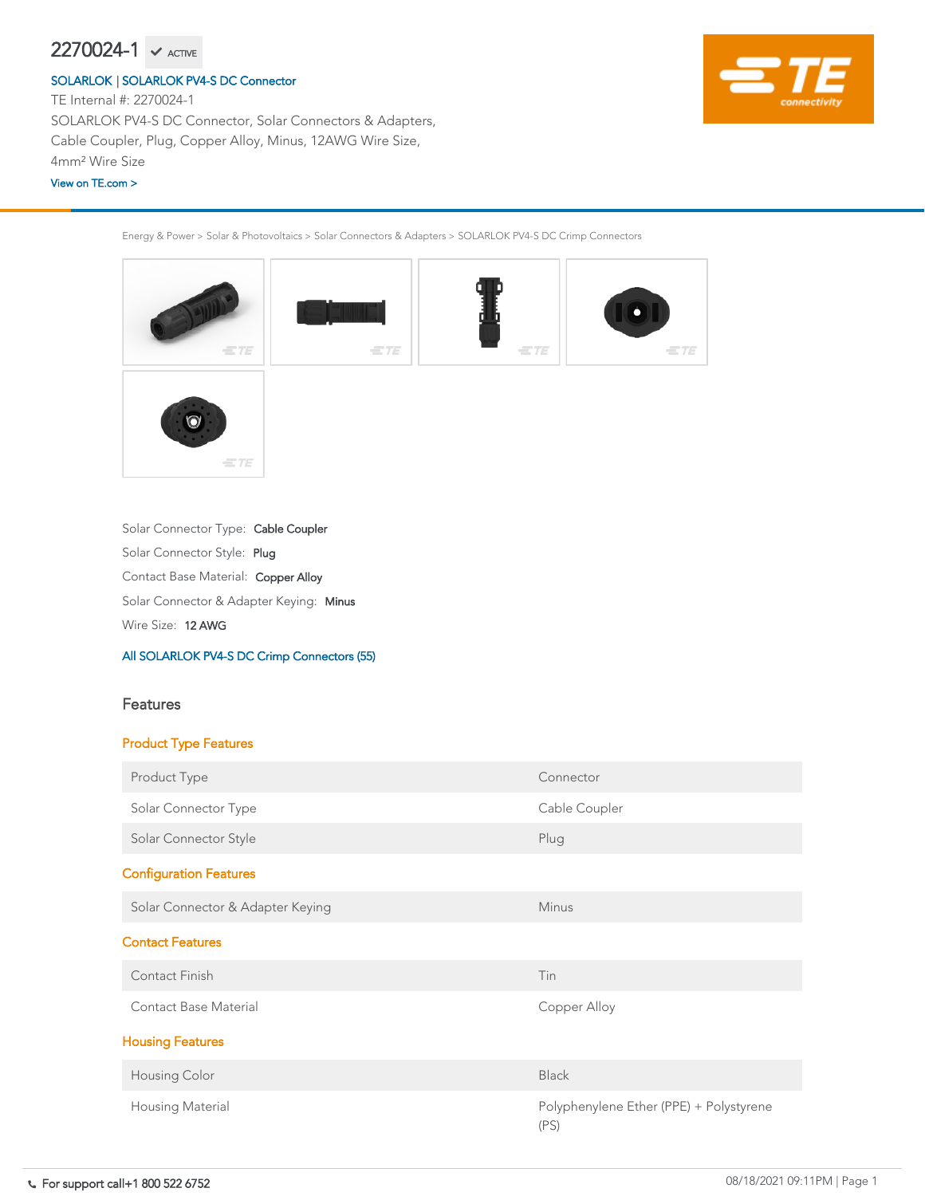# 2270024-1 ✓ ACTIVE

SOLARLOK | SOLARLOK PV4-S DC Connector

TE Internal #: 2270024-1

SOLARLOK PV4-S DC Connector, Solar Connectors & Adapters, Cable Coupler, Plug, Copper Alloy, Minus, 12AWG Wire Size, 4mm² Wire Size

View on TE.com >

Energy & Power > Solar & Photovoltaics > Solar Connectors & Adapters > SOLARLOK PV4-S DC Crimp Connectors

Solar Connector Type: **Cable Coupler**

Solar Connector Style: **Plug**

Contact Base Material: **Copper Alloy**

Solar Connector & Adapter Keying: **Minus**

Wire Size: **12 AWG**

All SOLARLOK PV4-S DC Crimp Connectors (55)

## Features

### Product Type Features

| | |
|---|---|
| Product Type | Connector |
| Solar Connector Type | Cable Coupler |
| Solar Connector Style | Plug |

### Configuration Features

| | |
|---|---|
| Solar Connector & Adapter Keying | Minus |

### Contact Features

| | |
|---|---|
| Contact Finish | Tin |
| Contact Base Material | Copper Alloy |

### Housing Features

| | |
|---|---|
| Housing Color | Black |
| Housing Material | Polyphenylene Ether (PPE) + Polystyrene (PS) |

For support call+1 800 522 6752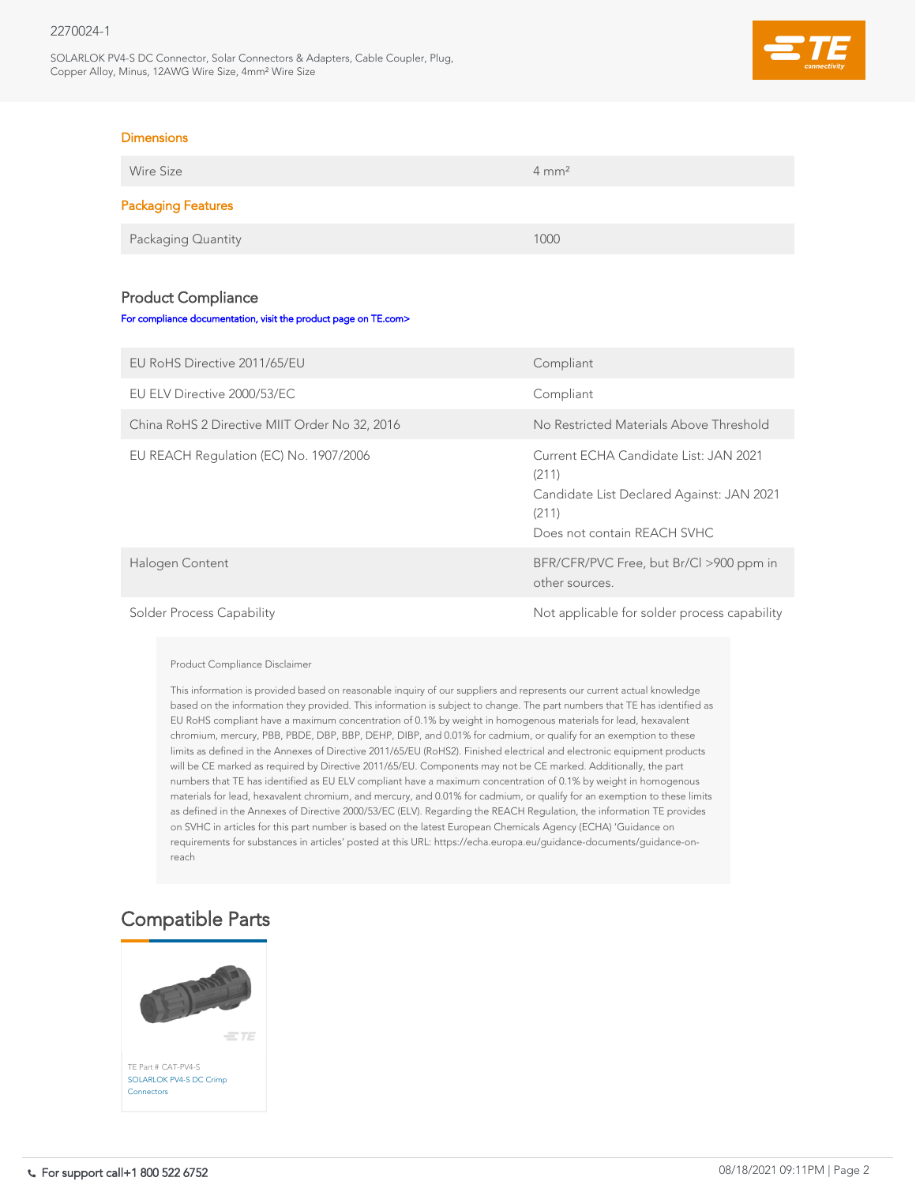### Dimensions

| Wire Size | 4 mm² |
|---|---|

### Packaging Features

| Packaging Quantity | 1000 |
|---|---|

## Product Compliance

For compliance documentation, visit the product page on TE.com>

| | |
|---|---|
| EU RoHS Directive 2011/65/EU | Compliant |
| EU ELV Directive 2000/53/EC | Compliant |
| China RoHS 2 Directive MIIT Order No 32, 2016 | No Restricted Materials Above Threshold |
| EU REACH Regulation (EC) No. 1907/2006 | Current ECHA Candidate List: JAN 2021 (211)<br>Candidate List Declared Against: JAN 2021 (211)<br>Does not contain REACH SVHC |
| Halogen Content | BFR/CFR/PVC Free, but Br/Cl >900 ppm in other sources. |
| Solder Process Capability | Not applicable for solder process capability |

Product Compliance Disclaimer

This information is provided based on reasonable inquiry of our suppliers and represents our current actual knowledge based on the information they provided. This information is subject to change. The part numbers that TE has identified as EU RoHS compliant have a maximum concentration of 0.1% by weight in homogenous materials for lead, hexavalent chromium, mercury, PBB, PBDE, DBP, BBP, DEHP, DIBP, and 0.01% for cadmium, or qualify for an exemption to these limits as defined in the Annexes of Directive 2011/65/EU (RoHS2). Finished electrical and electronic equipment products will be CE marked as required by Directive 2011/65/EU. Components may not be CE marked. Additionally, the part numbers that TE has identified as EU ELV compliant have a maximum concentration of 0.1% by weight in homogenous materials for lead, hexavalent chromium, and mercury, and 0.01% for cadmium, or qualify for an exemption to these limits as defined in the Annexes of Directive 2000/53/EC (ELV). Regarding the REACH Regulation, the information TE provides on SVHC in articles for this part number is based on the latest European Chemicals Agency (ECHA) 'Guidance on requirements for substances in articles' posted at this URL: https://echa.europa.eu/guidance-documents/guidance-on-reach

## Compatible Parts

TE Part # CAT-PV4-S
SOLARLOK PV4-S DC Crimp Connectors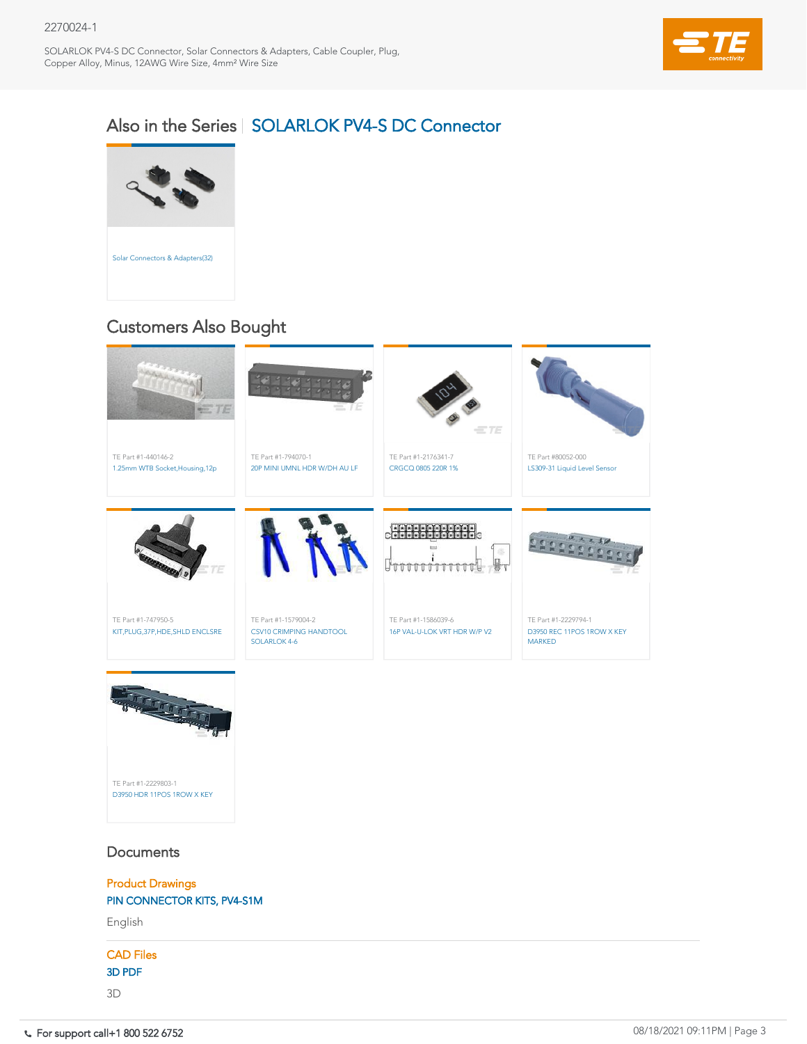## Also in the Series | SOLARLOK PV4-S DC Connector

Solar Connectors & Adapters(32)

## Customers Also Bought

TE Part #1-440146-2
1.25mm WTB Socket,Housing,12p

TE Part #1-794070-1
20P MINI UMNL HDR W/DH AU LF

TE Part #1-2176341-7
CRGCQ 0805 220R 1%

TE Part #80052-000
LS309-31 Liquid Level Sensor

TE Part #1-747950-5
KIT,PLUG,37P,HDE,SHLD ENCLSRE

TE Part #1-1579004-2
CSV10 CRIMPING HANDTOOL SOLARLOK 4-6

TE Part #1-1586039-6
16P VAL-U-LOK VRT HDR W/P V2

TE Part #1-2229794-1
D3950 REC 11POS 1ROW X KEY MARKED

TE Part #1-2229803-1
D3950 HDR 11POS 1ROW X KEY

## Documents

**Product Drawings**
PIN CONNECTOR KITS, PV4-S1M
English

**CAD Files**
3D PDF
3D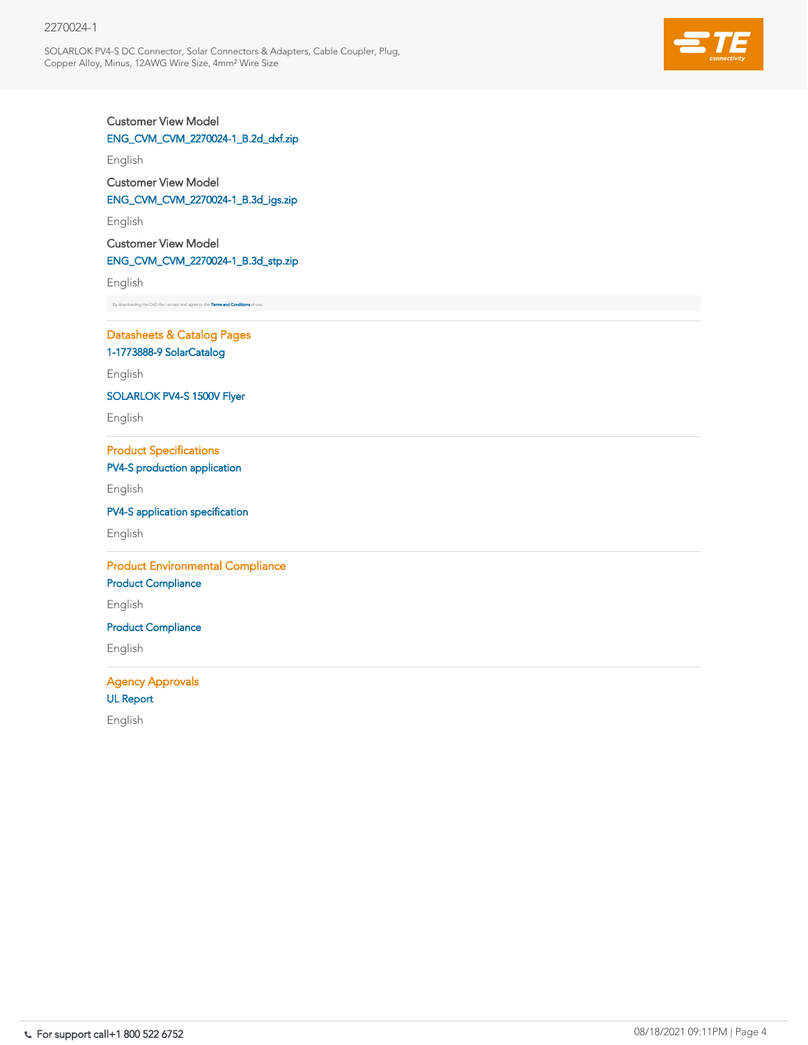Customer View Model

ENG_CVM_CVM_2270024-1_B.2d_dxf.zip

English

Customer View Model

ENG_CVM_CVM_2270024-1_B.3d_igs.zip

English

Customer View Model

ENG_CVM_CVM_2270024-1_B.3d_stp.zip

English

By downloading the CAD file I accept and agree to the Terms and Conditions of use.

## Datasheets & Catalog Pages

1-1773888-9 SolarCatalog

English

SOLARLOK PV4-S 1500V Flyer

English

## Product Specifications

PV4-S production application

English

PV4-S application specification

English

## Product Environmental Compliance

Product Compliance

English

Product Compliance

English

## Agency Approvals

UL Report

English